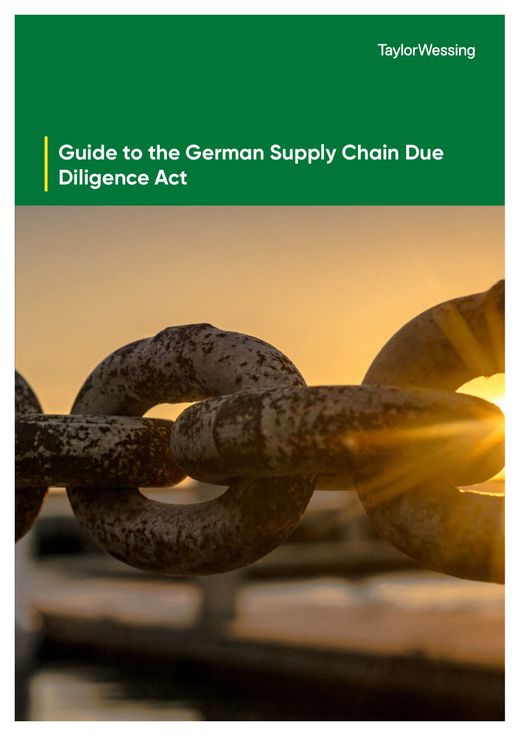TaylorWessing

# Guide to the German Supply Chain Due Diligence Act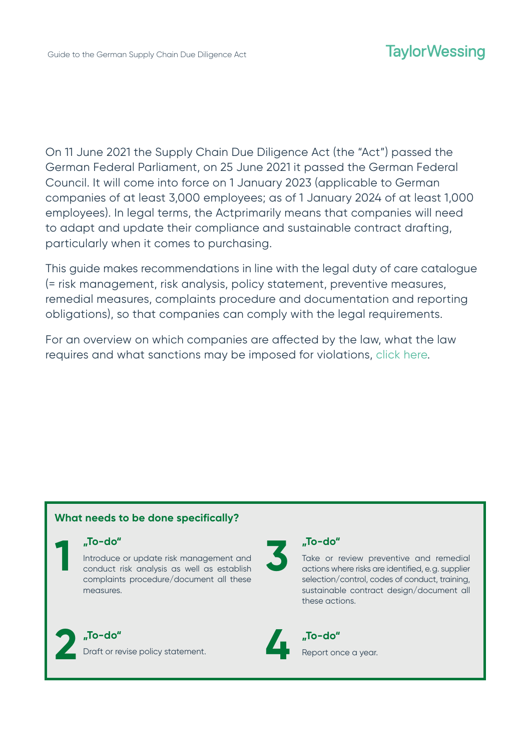On 11 June 2021 the Supply Chain Due Diligence Act (the "Act") passed the German Federal Parliament, on 25 June 2021 it passed the German Federal Council. It will come into force on 1 January 2023 (applicable to German companies of at least 3,000 employees; as of 1 January 2024 of at least 1,000 employees). In legal terms, the Actprimarily means that companies will need to adapt and update their compliance and sustainable contract drafting, particularly when it comes to purchasing.

This guide makes recommendations in line with the legal duty of care catalogue (= risk management, risk analysis, policy statement, preventive measures, remedial measures, complaints procedure and documentation and reporting obligations), so that companies can comply with the legal requirements.

For an overview on which companies are affected by the law, what the law requires and what sanctions may be imposed for violations, click here.

**What needs to be done specifically?**

**1 „To-do"**
Introduce or update risk management and conduct risk analysis as well as establish complaints procedure/document all these measures.

**2 „To-do"**
Draft or revise policy statement.

**3 „To-do"**
Take or review preventive and remedial actions where risks are identified, e.g. supplier selection/control, codes of conduct, training, sustainable contract design/document all these actions.

**4 „To-do"**
Report once a year.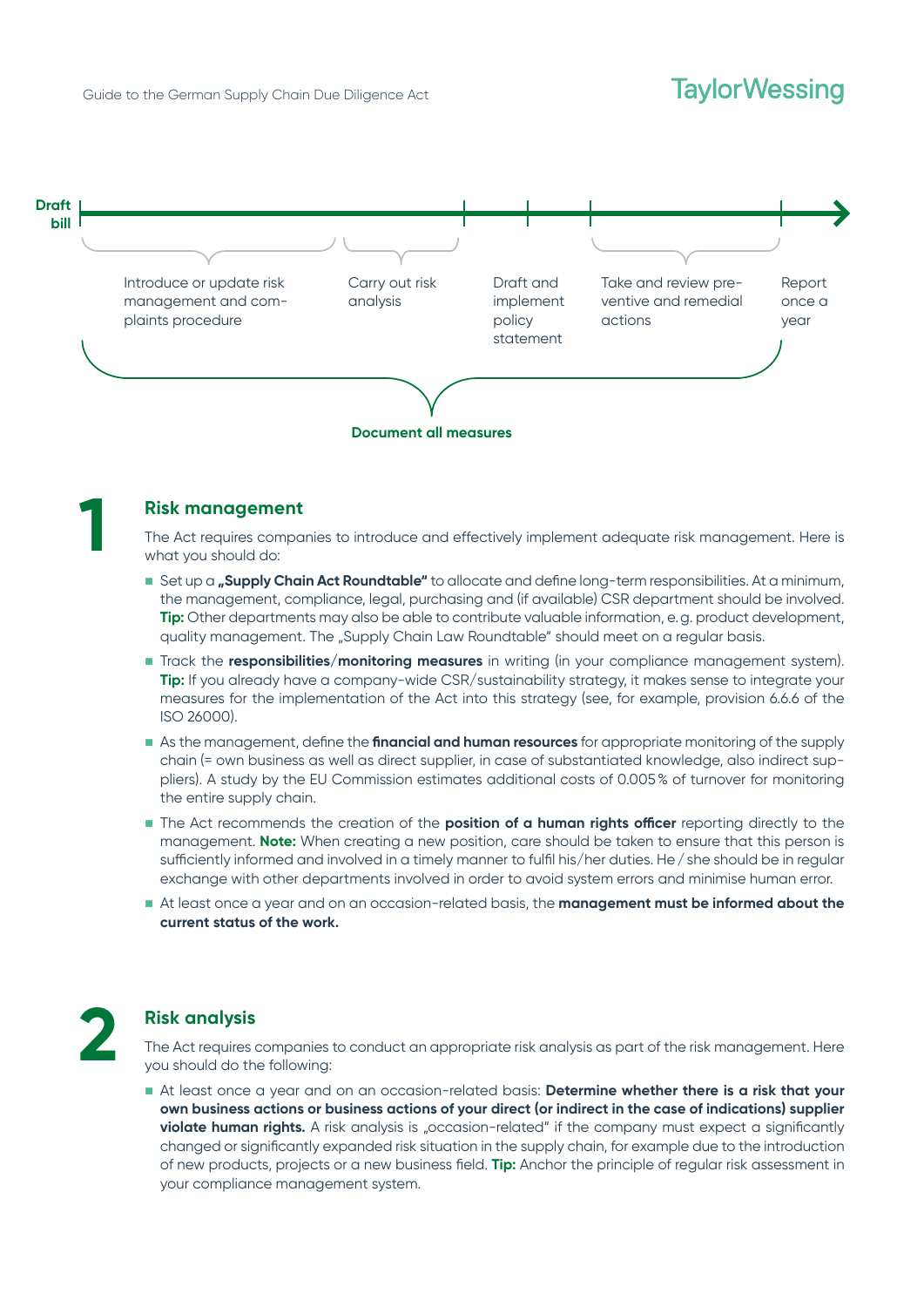**Draft bill**

- Introduce or update risk management and complaints procedure
- Carry out risk analysis
- Draft and implement policy statement
- Take and review preventive and remedial actions
- Report once a year

**Document all measures**

## 1 Risk management

The Act requires companies to introduce and effectively implement adequate risk management. Here is what you should do:

- Set up a **„Supply Chain Act Roundtable"** to allocate and define long-term responsibilities. At a minimum, the management, compliance, legal, purchasing and (if available) CSR department should be involved. **Tip:** Other departments may also be able to contribute valuable information, e. g. product development, quality management. The „Supply Chain Law Roundtable" should meet on a regular basis.
- Track the **responsibilities/monitoring measures** in writing (in your compliance management system). **Tip:** If you already have a company-wide CSR/sustainability strategy, it makes sense to integrate your measures for the implementation of the Act into this strategy (see, for example, provision 6.6.6 of the ISO 26000).
- As the management, define the **financial and human resources** for appropriate monitoring of the supply chain (= own business as well as direct supplier, in case of substantiated knowledge, also indirect suppliers). A study by the EU Commission estimates additional costs of 0.005 % of turnover for monitoring the entire supply chain.
- The Act recommends the creation of the **position of a human rights officer** reporting directly to the management. **Note:** When creating a new position, care should be taken to ensure that this person is sufficiently informed and involved in a timely manner to fulfil his/her duties. He / she should be in regular exchange with other departments involved in order to avoid system errors and minimise human error.
- At least once a year and on an occasion-related basis, the **management must be informed about the current status of the work.**

## 2 Risk analysis

The Act requires companies to conduct an appropriate risk analysis as part of the risk management. Here you should do the following:

- At least once a year and on an occasion-related basis: **Determine whether there is a risk that your own business actions or business actions of your direct (or indirect in the case of indications) supplier violate human rights.** A risk analysis is „occasion-related" if the company must expect a significantly changed or significantly expanded risk situation in the supply chain, for example due to the introduction of new products, projects or a new business field. **Tip:** Anchor the principle of regular risk assessment in your compliance management system.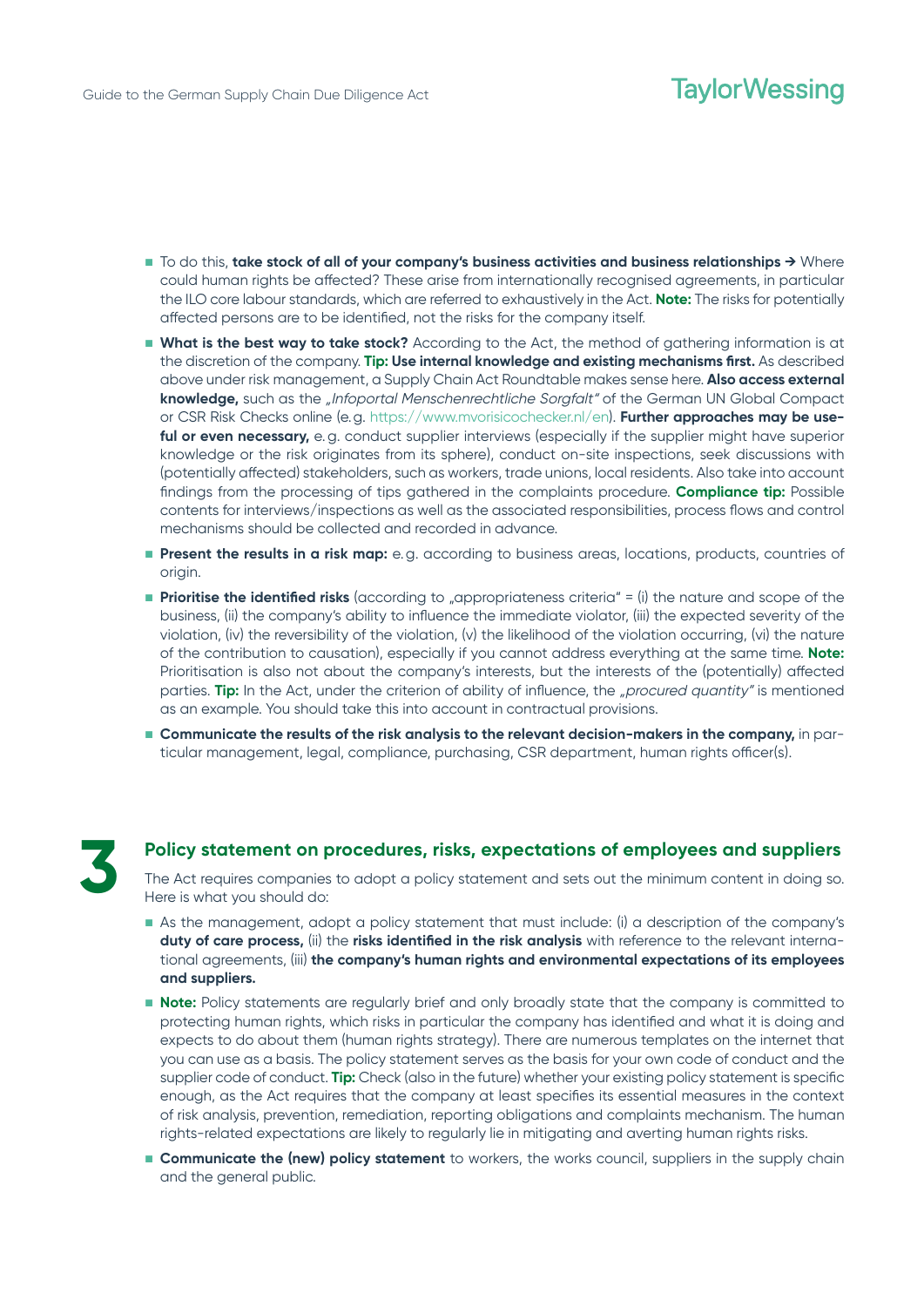- To do this, **take stock of all of your company's business activities and business relationships** → Where could human rights be affected? These arise from internationally recognised agreements, in particular the ILO core labour standards, which are referred to exhaustively in the Act. **Note:** The risks for potentially affected persons are to be identified, not the risks for the company itself.
- **What is the best way to take stock?** According to the Act, the method of gathering information is at the discretion of the company. **Tip: Use internal knowledge and existing mechanisms first.** As described above under risk management, a Supply Chain Act Roundtable makes sense here. **Also access external knowledge,** such as the *„Infoportal Menschenrechtliche Sorgfalt"* of the German UN Global Compact or CSR Risk Checks online (e.g. https://www.mvorisicochecker.nl/en). **Further approaches may be useful or even necessary,** e.g. conduct supplier interviews (especially if the supplier might have superior knowledge or the risk originates from its sphere), conduct on-site inspections, seek discussions with (potentially affected) stakeholders, such as workers, trade unions, local residents. Also take into account findings from the processing of tips gathered in the complaints procedure. **Compliance tip:** Possible contents for interviews/inspections as well as the associated responsibilities, process flows and control mechanisms should be collected and recorded in advance.
- **Present the results in a risk map:** e.g. according to business areas, locations, products, countries of origin.
- **Prioritise the identified risks** (according to „appropriateness criteria" = (i) the nature and scope of the business, (ii) the company's ability to influence the immediate violator, (iii) the expected severity of the violation, (iv) the reversibility of the violation, (v) the likelihood of the violation occurring, (vi) the nature of the contribution to causation), especially if you cannot address everything at the same time. **Note:** Prioritisation is also not about the company's interests, but the interests of the (potentially) affected parties. **Tip:** In the Act, under the criterion of ability of influence, the *„procured quantity"* is mentioned as an example. You should take this into account in contractual provisions.
- **Communicate the results of the risk analysis to the relevant decision-makers in the company,** in particular management, legal, compliance, purchasing, CSR department, human rights officer(s).

## 3 Policy statement on procedures, risks, expectations of employees and suppliers

The Act requires companies to adopt a policy statement and sets out the minimum content in doing so. Here is what you should do:

- As the management, adopt a policy statement that must include: (i) a description of the company's **duty of care process,** (ii) the **risks identified in the risk analysis** with reference to the relevant international agreements, (iii) **the company's human rights and environmental expectations of its employees and suppliers.**
- **Note:** Policy statements are regularly brief and only broadly state that the company is committed to protecting human rights, which risks in particular the company has identified and what it is doing and expects to do about them (human rights strategy). There are numerous templates on the internet that you can use as a basis. The policy statement serves as the basis for your own code of conduct and the supplier code of conduct. **Tip:** Check (also in the future) whether your existing policy statement is specific enough, as the Act requires that the company at least specifies its essential measures in the context of risk analysis, prevention, remediation, reporting obligations and complaints mechanism. The human rights-related expectations are likely to regularly lie in mitigating and averting human rights risks.
- **Communicate the (new) policy statement** to workers, the works council, suppliers in the supply chain and the general public.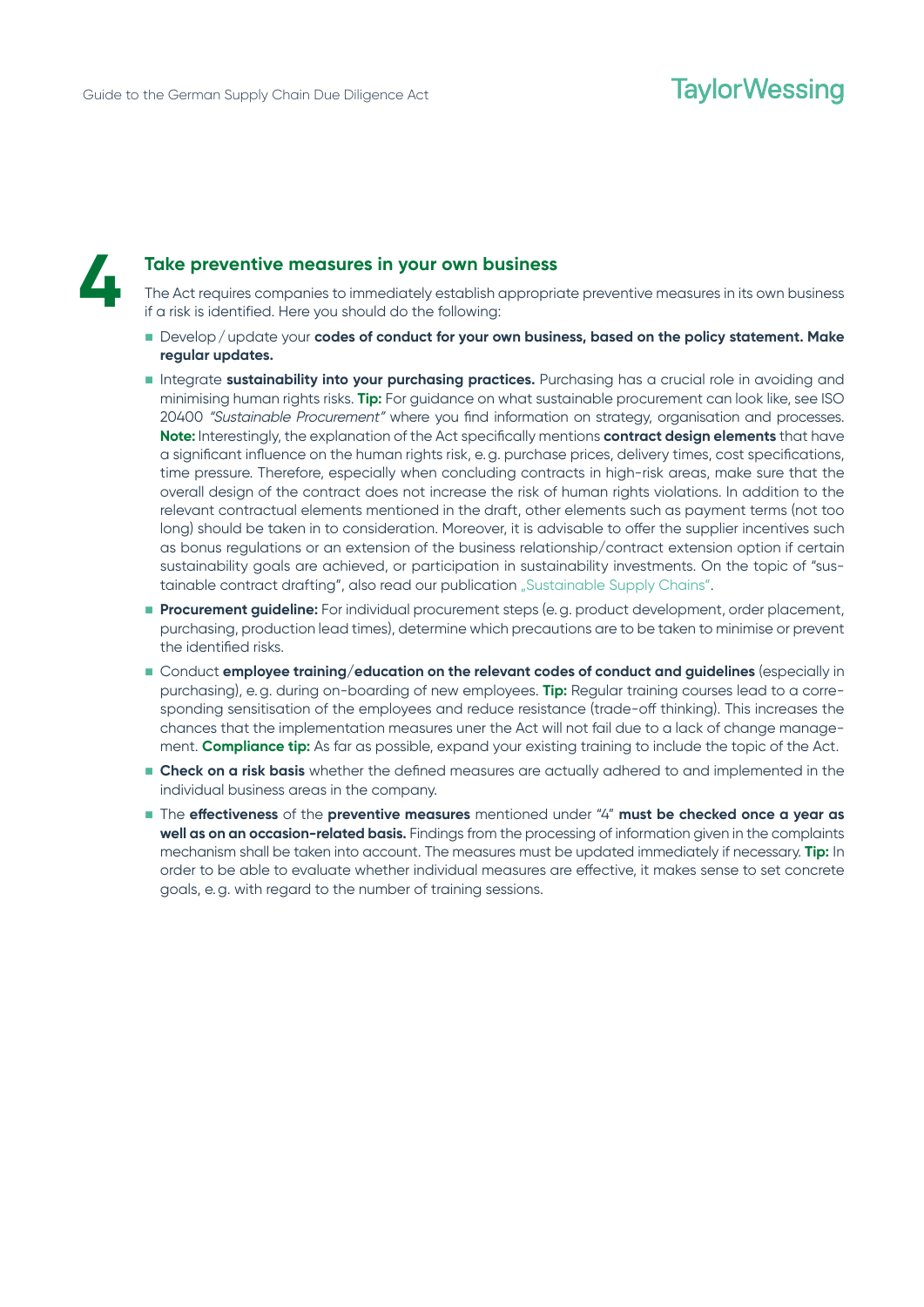## 4 Take preventive measures in your own business

The Act requires companies to immediately establish appropriate preventive measures in its own business if a risk is identified. Here you should do the following:

- Develop / update your **codes of conduct for your own business, based on the policy statement. Make regular updates.**
- Integrate **sustainability into your purchasing practices.** Purchasing has a crucial role in avoiding and minimising human rights risks. **Tip:** For guidance on what sustainable procurement can look like, see ISO 20400 *"Sustainable Procurement"* where you find information on strategy, organisation and processes. **Note:** Interestingly, the explanation of the Act specifically mentions **contract design elements** that have a significant influence on the human rights risk, e. g. purchase prices, delivery times, cost specifications, time pressure. Therefore, especially when concluding contracts in high-risk areas, make sure that the overall design of the contract does not increase the risk of human rights violations. In addition to the relevant contractual elements mentioned in the draft, other elements such as payment terms (not too long) should be taken in to consideration. Moreover, it is advisable to offer the supplier incentives such as bonus regulations or an extension of the business relationship/contract extension option if certain sustainability goals are achieved, or participation in sustainability investments. On the topic of "sustainable contract drafting", also read our publication „Sustainable Supply Chains".
- **Procurement guideline:** For individual procurement steps (e. g. product development, order placement, purchasing, production lead times), determine which precautions are to be taken to minimise or prevent the identified risks.
- Conduct **employee training/education on the relevant codes of conduct and guidelines** (especially in purchasing), e. g. during on-boarding of new employees. **Tip:** Regular training courses lead to a corresponding sensitisation of the employees and reduce resistance (trade-off thinking). This increases the chances that the implementation measures uner the Act will not fail due to a lack of change management. **Compliance tip:** As far as possible, expand your existing training to include the topic of the Act.
- **Check on a risk basis** whether the defined measures are actually adhered to and implemented in the individual business areas in the company.
- The **effectiveness** of the **preventive measures** mentioned under "4" **must be checked once a year as well as on an occasion-related basis.** Findings from the processing of information given in the complaints mechanism shall be taken into account. The measures must be updated immediately if necessary. **Tip:** In order to be able to evaluate whether individual measures are effective, it makes sense to set concrete goals, e. g. with regard to the number of training sessions.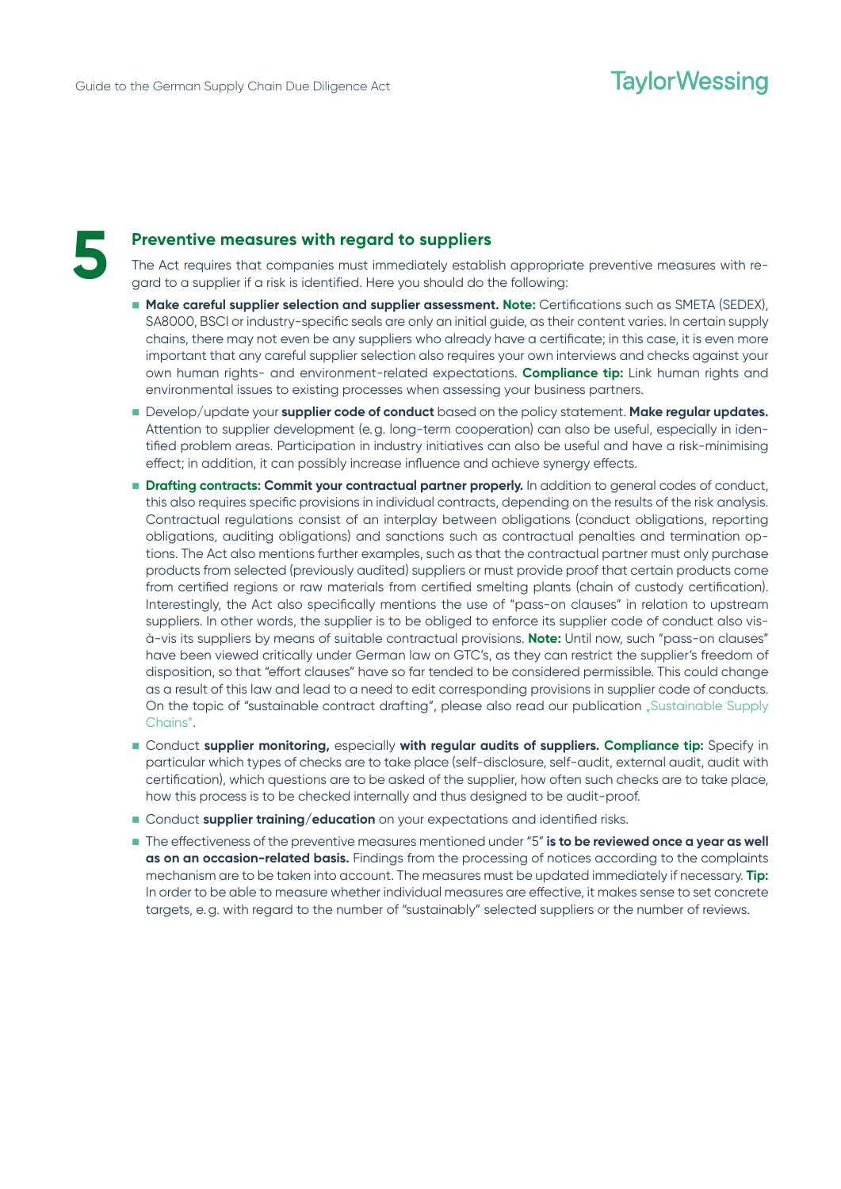## 5 Preventive measures with regard to suppliers

The Act requires that companies must immediately establish appropriate preventive measures with regard to a supplier if a risk is identified. Here you should do the following:

- **Make careful supplier selection and supplier assessment. Note:** Certifications such as SMETA (SEDEX), SA8000, BSCI or industry-specific seals are only an initial guide, as their content varies. In certain supply chains, there may not even be any suppliers who already have a certificate; in this case, it is even more important that any careful supplier selection also requires your own interviews and checks against your own human rights- and environment-related expectations. **Compliance tip:** Link human rights and environmental issues to existing processes when assessing your business partners.
- Develop/update your **supplier code of conduct** based on the policy statement. **Make regular updates.** Attention to supplier development (e.g. long-term cooperation) can also be useful, especially in identified problem areas. Participation in industry initiatives can also be useful and have a risk-minimising effect; in addition, it can possibly increase influence and achieve synergy effects.
- **Drafting contracts: Commit your contractual partner properly.** In addition to general codes of conduct, this also requires specific provisions in individual contracts, depending on the results of the risk analysis. Contractual regulations consist of an interplay between obligations (conduct obligations, reporting obligations, auditing obligations) and sanctions such as contractual penalties and termination options. The Act also mentions further examples, such as that the contractual partner must only purchase products from selected (previously audited) suppliers or must provide proof that certain products come from certified regions or raw materials from certified smelting plants (chain of custody certification). Interestingly, the Act also specifically mentions the use of "pass-on clauses" in relation to upstream suppliers. In other words, the supplier is to be obliged to enforce its supplier code of conduct also vis-à-vis its suppliers by means of suitable contractual provisions. **Note:** Until now, such "pass-on clauses" have been viewed critically under German law on GTC's, as they can restrict the supplier's freedom of disposition, so that "effort clauses" have so far tended to be considered permissible. This could change as a result of this law and lead to a need to edit corresponding provisions in supplier code of conducts. On the topic of "sustainable contract drafting", please also read our publication „Sustainable Supply Chains".
- Conduct **supplier monitoring,** especially **with regular audits of suppliers. Compliance tip:** Specify in particular which types of checks are to take place (self-disclosure, self-audit, external audit, audit with certification), which questions are to be asked of the supplier, how often such checks are to take place, how this process is to be checked internally and thus designed to be audit-proof.
- Conduct **supplier training/education** on your expectations and identified risks.
- The effectiveness of the preventive measures mentioned under "5" **is to be reviewed once a year as well as on an occasion-related basis.** Findings from the processing of notices according to the complaints mechanism are to be taken into account. The measures must be updated immediately if necessary. **Tip:** In order to be able to measure whether individual measures are effective, it makes sense to set concrete targets, e.g. with regard to the number of "sustainably" selected suppliers or the number of reviews.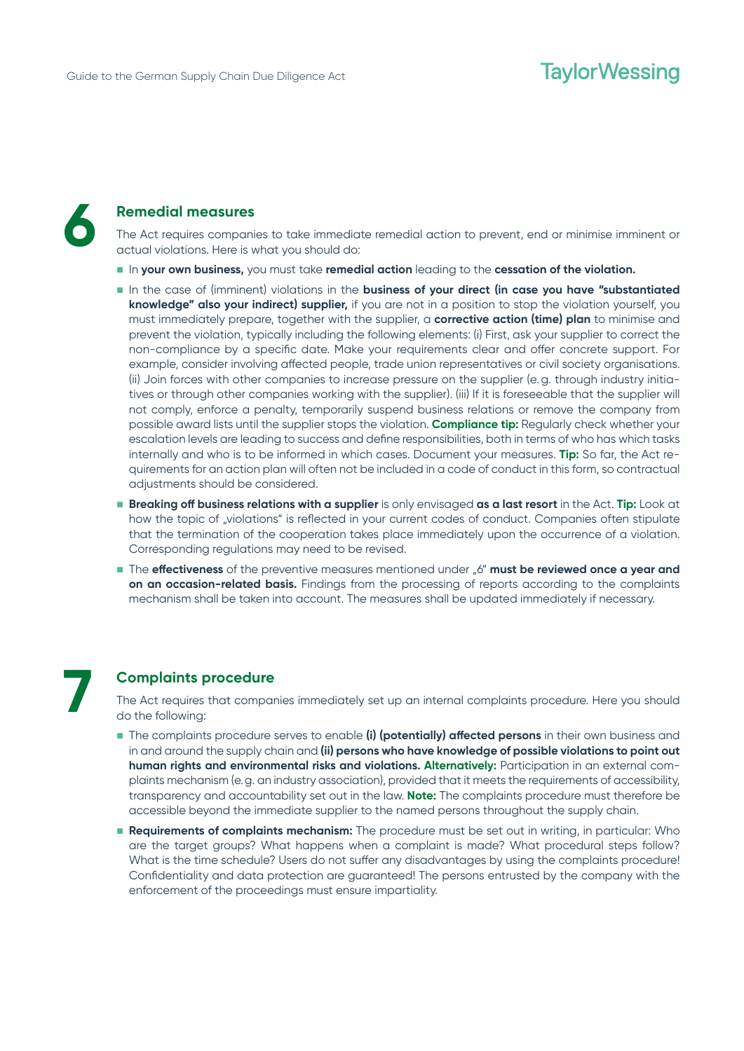## 6 Remedial measures

The Act requires companies to take immediate remedial action to prevent, end or minimise imminent or actual violations. Here is what you should do:

- In **your own business,** you must take **remedial action** leading to the **cessation of the violation.**
- In the case of (imminent) violations in the **business of your direct (in case you have "substantiated knowledge" also your indirect) supplier,** if you are not in a position to stop the violation yourself, you must immediately prepare, together with the supplier, a **corrective action (time) plan** to minimise and prevent the violation, typically including the following elements: (i) First, ask your supplier to correct the non-compliance by a specific date. Make your requirements clear and offer concrete support. For example, consider involving affected people, trade union representatives or civil society organisations. (ii) Join forces with other companies to increase pressure on the supplier (e. g. through industry initiatives or through other companies working with the supplier). (iii) If it is foreseeable that the supplier will not comply, enforce a penalty, temporarily suspend business relations or remove the company from possible award lists until the supplier stops the violation. **Compliance tip:** Regularly check whether your escalation levels are leading to success and define responsibilities, both in terms of who has which tasks internally and who is to be informed in which cases. Document your measures. **Tip:** So far, the Act requirements for an action plan will often not be included in a code of conduct in this form, so contractual adjustments should be considered.
- **Breaking off business relations with a supplier** is only envisaged **as a last resort** in the Act. **Tip:** Look at how the topic of „violations" is reflected in your current codes of conduct. Companies often stipulate that the termination of the cooperation takes place immediately upon the occurrence of a violation. Corresponding regulations may need to be revised.
- The **effectiveness** of the preventive measures mentioned under „6" **must be reviewed once a year and on an occasion-related basis.** Findings from the processing of reports according to the complaints mechanism shall be taken into account. The measures shall be updated immediately if necessary.

## 7 Complaints procedure

The Act requires that companies immediately set up an internal complaints procedure. Here you should do the following:

- The complaints procedure serves to enable **(i) (potentially) affected persons** in their own business and in and around the supply chain and **(ii) persons who have knowledge of possible violations to point out human rights and environmental risks and violations. Alternatively:** Participation in an external complaints mechanism (e. g. an industry association), provided that it meets the requirements of accessibility, transparency and accountability set out in the law. **Note:** The complaints procedure must therefore be accessible beyond the immediate supplier to the named persons throughout the supply chain.
- **Requirements of complaints mechanism:** The procedure must be set out in writing, in particular: Who are the target groups? What happens when a complaint is made? What procedural steps follow? What is the time schedule? Users do not suffer any disadvantages by using the complaints procedure! Confidentiality and data protection are guaranteed! The persons entrusted by the company with the enforcement of the proceedings must ensure impartiality.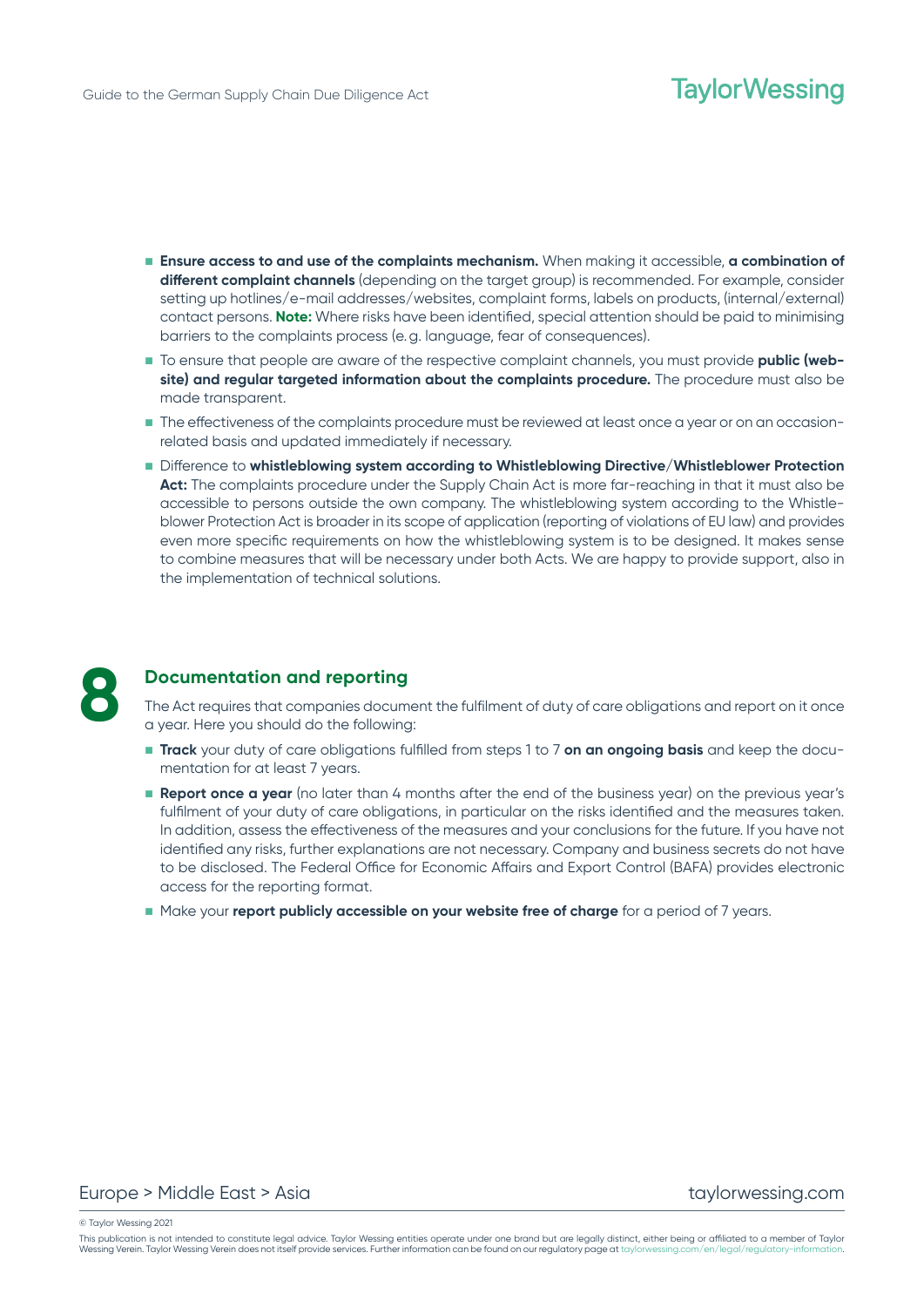- **Ensure access to and use of the complaints mechanism.** When making it accessible, **a combination of different complaint channels** (depending on the target group) is recommended. For example, consider setting up hotlines/e-mail addresses/websites, complaint forms, labels on products, (internal/external) contact persons. **Note:** Where risks have been identified, special attention should be paid to minimising barriers to the complaints process (e. g. language, fear of consequences).
- To ensure that people are aware of the respective complaint channels, you must provide **public (website) and regular targeted information about the complaints procedure.** The procedure must also be made transparent.
- The effectiveness of the complaints procedure must be reviewed at least once a year or on an occasion-related basis and updated immediately if necessary.
- Difference to **whistleblowing system according to Whistleblowing Directive/Whistleblower Protection Act:** The complaints procedure under the Supply Chain Act is more far-reaching in that it must also be accessible to persons outside the own company. The whistleblowing system according to the Whistleblower Protection Act is broader in its scope of application (reporting of violations of EU law) and provides even more specific requirements on how the whistleblowing system is to be designed. It makes sense to combine measures that will be necessary under both Acts. We are happy to provide support, also in the implementation of technical solutions.

## 8 Documentation and reporting

The Act requires that companies document the fulfilment of duty of care obligations and report on it once a year. Here you should do the following:

- **Track** your duty of care obligations fulfilled from steps 1 to 7 **on an ongoing basis** and keep the documentation for at least 7 years.
- **Report once a year** (no later than 4 months after the end of the business year) on the previous year's fulfilment of your duty of care obligations, in particular on the risks identified and the measures taken. In addition, assess the effectiveness of the measures and your conclusions for the future. If you have not identified any risks, further explanations are not necessary. Company and business secrets do not have to be disclosed. The Federal Office for Economic Affairs and Export Control (BAFA) provides electronic access for the reporting format.
- Make your **report publicly accessible on your website free of charge** for a period of 7 years.

Europe > Middle East > Asia

taylorwessing.com

© Taylor Wessing 2021

This publication is not intended to constitute legal advice. Taylor Wessing entities operate under one brand but are legally distinct, either being or affiliated to a member of Taylor Wessing Verein. Taylor Wessing Verein does not itself provide services. Further information can be found on our regulatory page at taylorwessing.com/en/legal/regulatory-information.